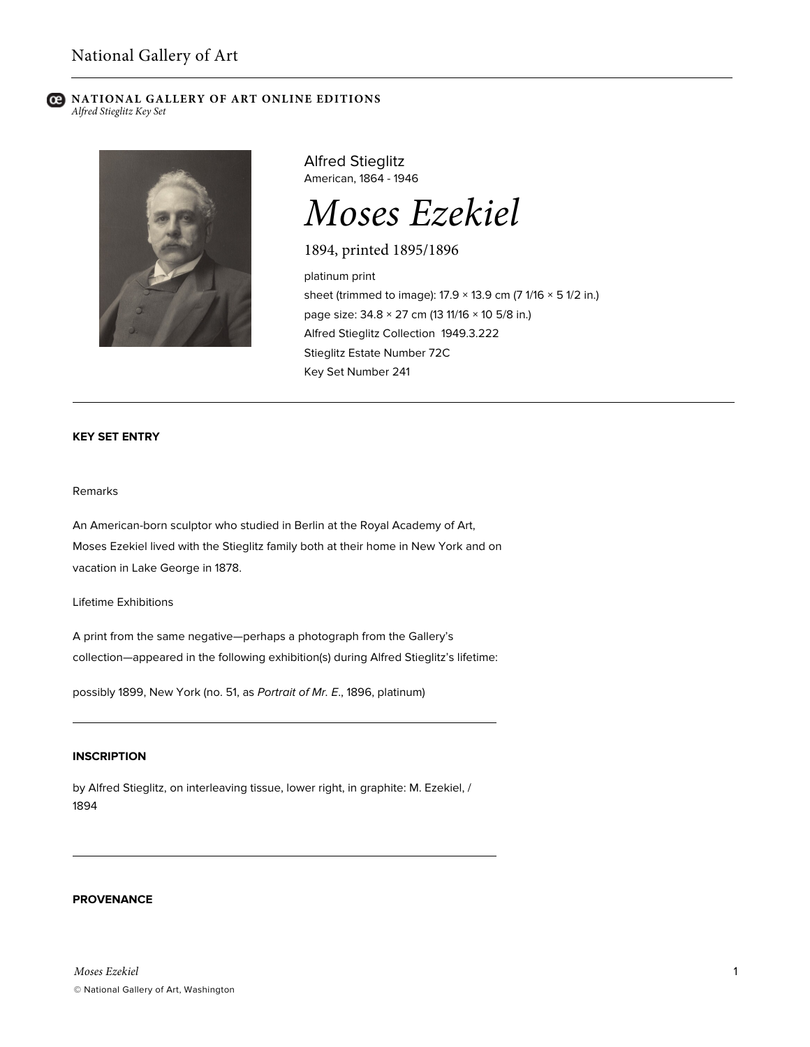National Gallery of Art

**NATIONAL GALLERY OF ART ONLINE EDITIONS**
*Alfred Stieglitz Key Set*

Alfred Stieglitz
American, 1864 - 1946

# *Moses Ezekiel*

1894, printed 1895/1896

platinum print
sheet (trimmed to image): 17.9 × 13.9 cm (7 1/16 × 5 1/2 in.)
page size: 34.8 × 27 cm (13 11/16 × 10 5/8 in.)
Alfred Stieglitz Collection 1949.3.222
Stieglitz Estate Number 72C
Key Set Number 241

## KEY SET ENTRY

Remarks

An American-born sculptor who studied in Berlin at the Royal Academy of Art, Moses Ezekiel lived with the Stieglitz family both at their home in New York and on vacation in Lake George in 1878.

Lifetime Exhibitions

A print from the same negative—perhaps a photograph from the Gallery's collection—appeared in the following exhibition(s) during Alfred Stieglitz's lifetime:

possibly 1899, New York (no. 51, as *Portrait of Mr. E.*, 1896, platinum)

## INSCRIPTION

by Alfred Stieglitz, on interleaving tissue, lower right, in graphite: M. Ezekiel, / 1894

## PROVENANCE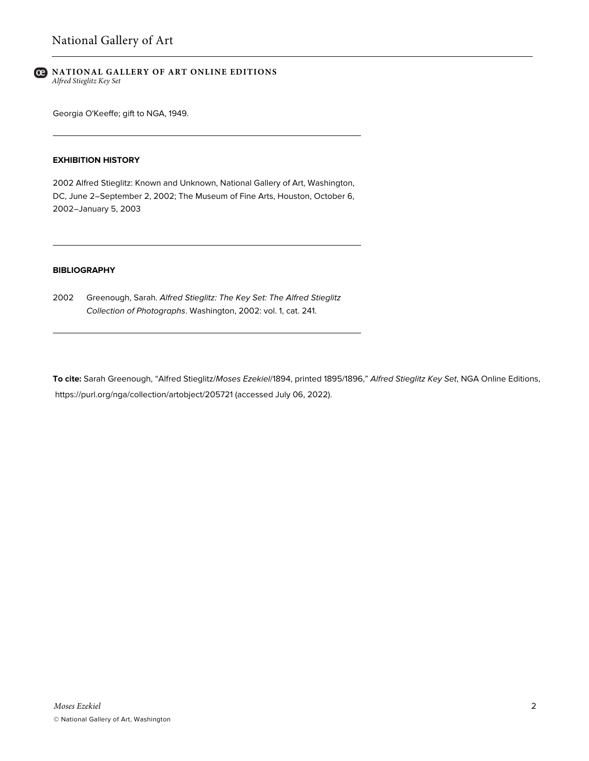Georgia O'Keeffe; gift to NGA, 1949.

### EXHIBITION HISTORY

2002 Alfred Stieglitz: Known and Unknown, National Gallery of Art, Washington, DC, June 2–September 2, 2002; The Museum of Fine Arts, Houston, October 6, 2002–January 5, 2003

### BIBLIOGRAPHY

2002 Greenough, Sarah. *Alfred Stieglitz: The Key Set: The Alfred Stieglitz Collection of Photographs*. Washington, 2002: vol. 1, cat. 241.

**To cite:** Sarah Greenough, "Alfred Stieglitz/*Moses Ezekiel*/1894, printed 1895/1896," *Alfred Stieglitz Key Set*, NGA Online Editions, https://purl.org/nga/collection/artobject/205721 (accessed July 06, 2022).